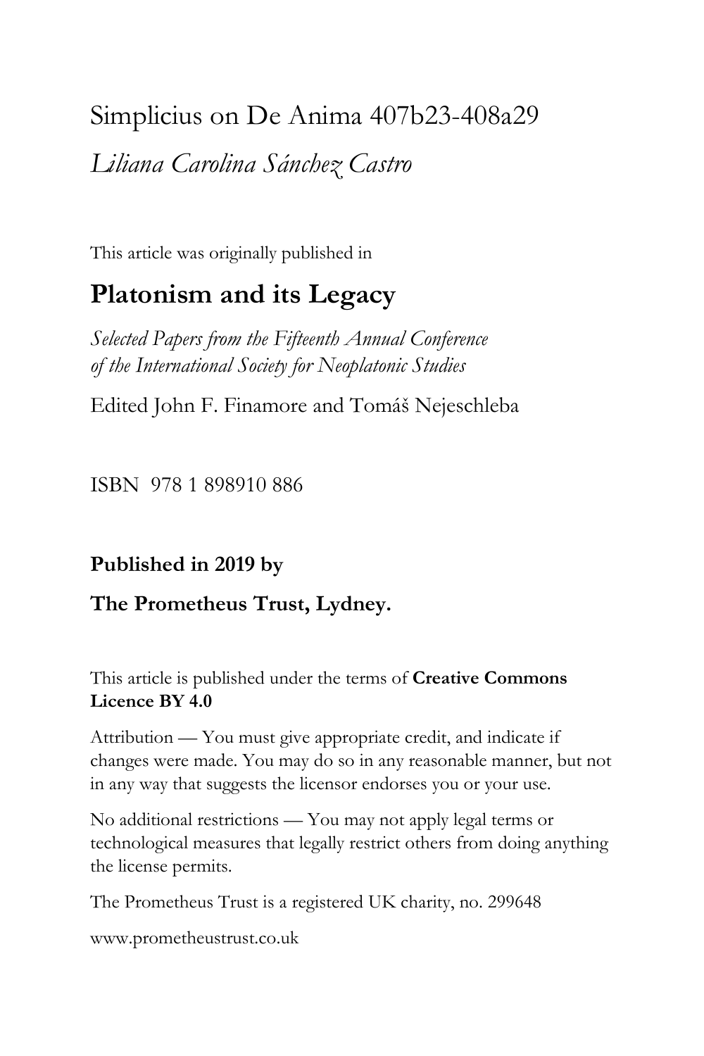# Simplicius on De Anima 407b23-408a29

*Liliana Carolina Sánchez Castro*

This article was originally published in

## Platonism and its Legacy

*Selected Papers from the Fifteenth Annual Conference of the International Society for Neoplatonic Studies*

Edited John F. Finamore and Tomáš Nejeschleba

ISBN 978 1 898910 886

**Published in 2019 by**

**The Prometheus Trust, Lydney.**

This article is published under the terms of **Creative Commons Licence BY 4.0**

Attribution — You must give appropriate credit, and indicate if changes were made. You may do so in any reasonable manner, but not in any way that suggests the licensor endorses you or your use.

No additional restrictions — You may not apply legal terms or technological measures that legally restrict others from doing anything the license permits.

The Prometheus Trust is a registered UK charity, no. 299648

www.prometheustrust.co.uk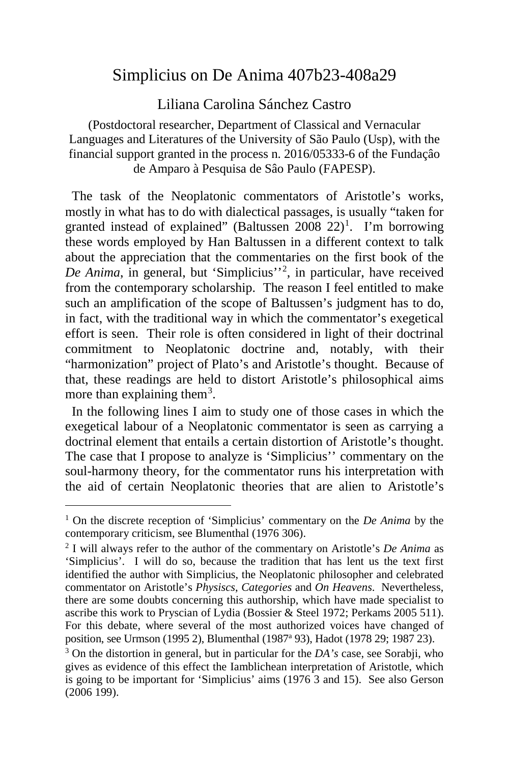# Simplicius on De Anima 407b23-408a29

Liliana Carolina Sánchez Castro

(Postdoctoral researcher, Department of Classical and Vernacular Languages and Literatures of the University of São Paulo (Usp), with the financial support granted in the process n. 2016/05333-6 of the Fundaçâo de Amparo à Pesquisa de Sâo Paulo (FAPESP).

The task of the Neoplatonic commentators of Aristotle's works, mostly in what has to do with dialectical passages, is usually "taken for granted instead of explained" (Baltussen 2008 22)[1]. I'm borrowing these words employed by Han Baltussen in a different context to talk about the appreciation that the commentaries on the first book of the *De Anima*, in general, but 'Simplicius''[2], in particular, have received from the contemporary scholarship. The reason I feel entitled to make such an amplification of the scope of Baltussen's judgment has to do, in fact, with the traditional way in which the commentator's exegetical effort is seen. Their role is often considered in light of their doctrinal commitment to Neoplatonic doctrine and, notably, with their "harmonization" project of Plato's and Aristotle's thought. Because of that, these readings are held to distort Aristotle's philosophical aims more than explaining them[3].

In the following lines I aim to study one of those cases in which the exegetical labour of a Neoplatonic commentator is seen as carrying a doctrinal element that entails a certain distortion of Aristotle's thought. The case that I propose to analyze is 'Simplicius'' commentary on the soul-harmony theory, for the commentator runs his interpretation with the aid of certain Neoplatonic theories that are alien to Aristotle's

---

[1] On the discrete reception of 'Simplicius' commentary on the *De Anima* by the contemporary criticism, see Blumenthal (1976 306).

[2] I will always refer to the author of the commentary on Aristotle's *De Anima* as 'Simplicius'. I will do so, because the tradition that has lent us the text first identified the author with Simplicius, the Neoplatonic philosopher and celebrated commentator on Aristotle's *Physiscs*, *Categories* and *On Heavens*. Nevertheless, there are some doubts concerning this authorship, which have made specialist to ascribe this work to Pryscian of Lydia (Bossier & Steel 1972; Perkams 2005 511). For this debate, where several of the most authorized voices have changed of position, see Urmson (1995 2), Blumenthal (1987[a] 93), Hadot (1978 29; 1987 23).

[3] On the distortion in general, but in particular for the *DA's* case, see Sorabji, who gives as evidence of this effect the Iamblichean interpretation of Aristotle, which is going to be important for 'Simplicius' aims (1976 3 and 15). See also Gerson (2006 199).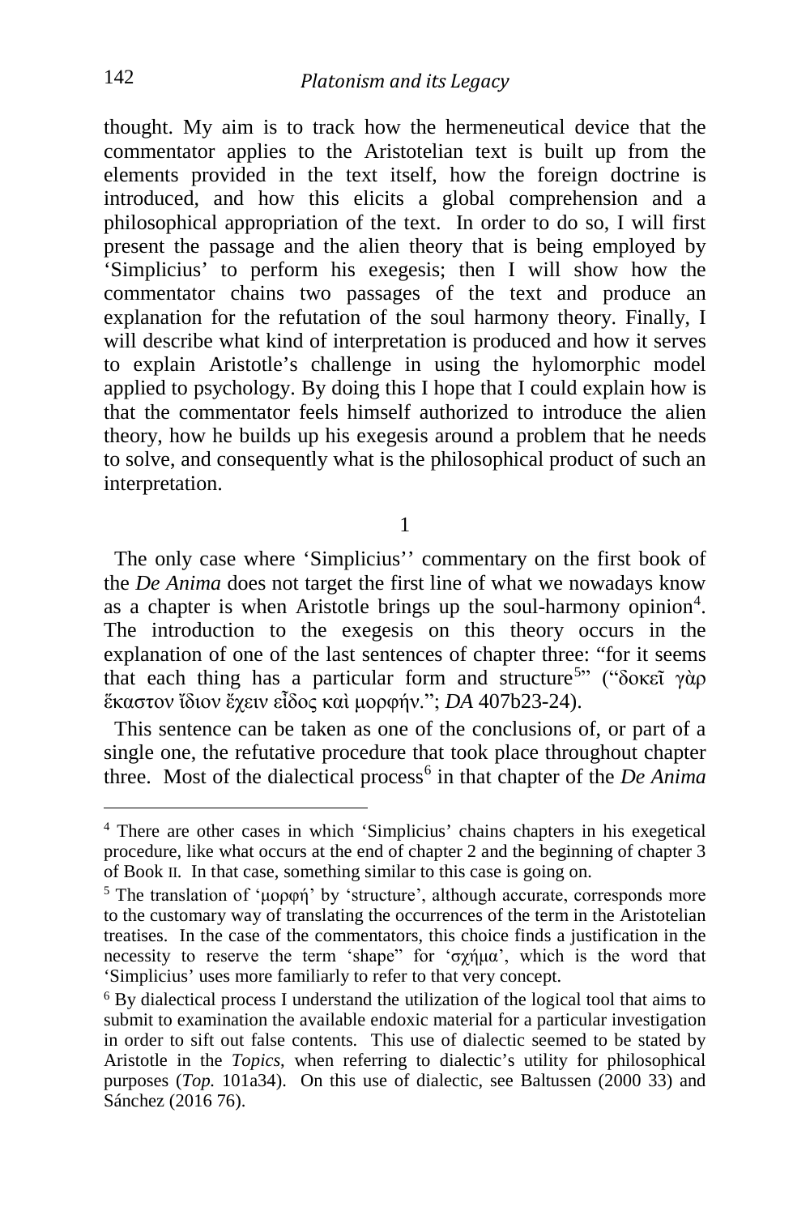thought. My aim is to track how the hermeneutical device that the commentator applies to the Aristotelian text is built up from the elements provided in the text itself, how the foreign doctrine is introduced, and how this elicits a global comprehension and a philosophical appropriation of the text. In order to do so, I will first present the passage and the alien theory that is being employed by 'Simplicius' to perform his exegesis; then I will show how the commentator chains two passages of the text and produce an explanation for the refutation of the soul harmony theory. Finally, I will describe what kind of interpretation is produced and how it serves to explain Aristotle's challenge in using the hylomorphic model applied to psychology. By doing this I hope that I could explain how is that the commentator feels himself authorized to introduce the alien theory, how he builds up his exegesis around a problem that he needs to solve, and consequently what is the philosophical product of such an interpretation.

## 1

The only case where 'Simplicius'' commentary on the first book of the *De Anima* does not target the first line of what we nowadays know as a chapter is when Aristotle brings up the soul-harmony opinion[4]. The introduction to the exegesis on this theory occurs in the explanation of one of the last sentences of chapter three: "for it seems that each thing has a particular form and structure[5]" ("δοκεῖ γὰρ ἕκαστον ἴδιον ἔχειν εἶδος καὶ μορφήν."; *DA* 407b23-24).

This sentence can be taken as one of the conclusions of, or part of a single one, the refutative procedure that took place throughout chapter three. Most of the dialectical process[6] in that chapter of the *De Anima*

---

[4] There are other cases in which 'Simplicius' chains chapters in his exegetical procedure, like what occurs at the end of chapter 2 and the beginning of chapter 3 of Book II. In that case, something similar to this case is going on.

[5] The translation of 'μορφή' by 'structure', although accurate, corresponds more to the customary way of translating the occurrences of the term in the Aristotelian treatises. In the case of the commentators, this choice finds a justification in the necessity to reserve the term 'shape" for 'σχῆμα', which is the word that 'Simplicius' uses more familiarly to refer to that very concept.

[6] By dialectical process I understand the utilization of the logical tool that aims to submit to examination the available endoxic material for a particular investigation in order to sift out false contents. This use of dialectic seemed to be stated by Aristotle in the *Topics*, when referring to dialectic's utility for philosophical purposes (*Top.* 101a34). On this use of dialectic, see Baltussen (2000 33) and Sánchez (2016 76).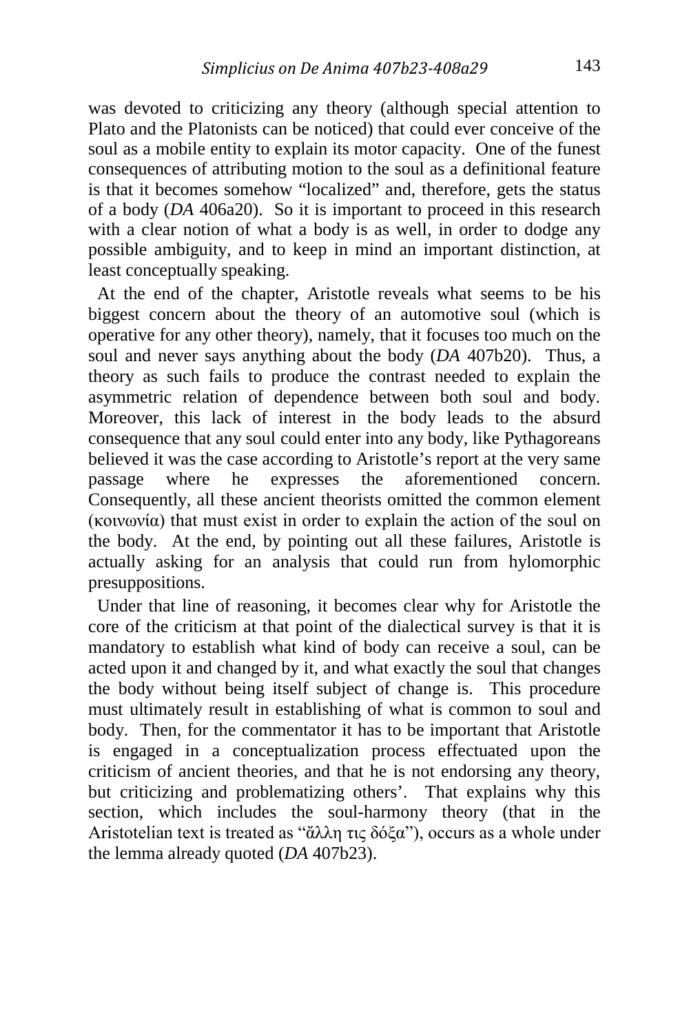was devoted to criticizing any theory (although special attention to Plato and the Platonists can be noticed) that could ever conceive of the soul as a mobile entity to explain its motor capacity. One of the funest consequences of attributing motion to the soul as a definitional feature is that it becomes somehow "localized" and, therefore, gets the status of a body (*DA* 406a20). So it is important to proceed in this research with a clear notion of what a body is as well, in order to dodge any possible ambiguity, and to keep in mind an important distinction, at least conceptually speaking.

At the end of the chapter, Aristotle reveals what seems to be his biggest concern about the theory of an automotive soul (which is operative for any other theory), namely, that it focuses too much on the soul and never says anything about the body (*DA* 407b20). Thus, a theory as such fails to produce the contrast needed to explain the asymmetric relation of dependence between both soul and body. Moreover, this lack of interest in the body leads to the absurd consequence that any soul could enter into any body, like Pythagoreans believed it was the case according to Aristotle's report at the very same passage where he expresses the aforementioned concern. Consequently, all these ancient theorists omitted the common element (κοινωνία) that must exist in order to explain the action of the soul on the body. At the end, by pointing out all these failures, Aristotle is actually asking for an analysis that could run from hylomorphic presuppositions.

Under that line of reasoning, it becomes clear why for Aristotle the core of the criticism at that point of the dialectical survey is that it is mandatory to establish what kind of body can receive a soul, can be acted upon it and changed by it, and what exactly the soul that changes the body without being itself subject of change is. This procedure must ultimately result in establishing of what is common to soul and body. Then, for the commentator it has to be important that Aristotle is engaged in a conceptualization process effectuated upon the criticism of ancient theories, and that he is not endorsing any theory, but criticizing and problematizing others'. That explains why this section, which includes the soul-harmony theory (that in the Aristotelian text is treated as "ἄλλη τις δόξα"), occurs as a whole under the lemma already quoted (*DA* 407b23).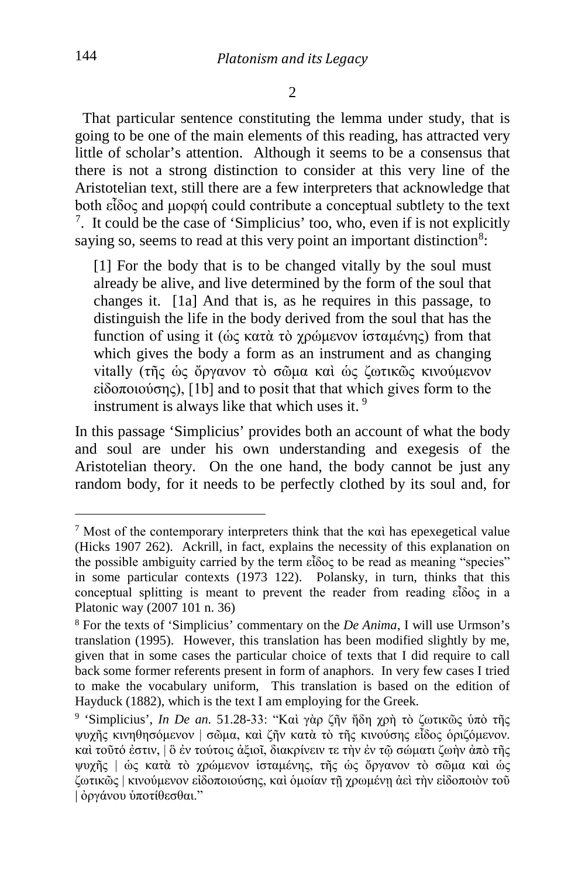2

That particular sentence constituting the lemma under study, that is going to be one of the main elements of this reading, has attracted very little of scholar's attention. Although it seems to be a consensus that there is not a strong distinction to consider at this very line of the Aristotelian text, still there are a few interpreters that acknowledge that both εἶδος and μορφή could contribute a conceptual subtlety to the text [7]. It could be the case of 'Simplicius' too, who, even if is not explicitly saying so, seems to read at this very point an important distinction[8]:

> [1] For the body that is to be changed vitally by the soul must already be alive, and live determined by the form of the soul that changes it. [1a] And that is, as he requires in this passage, to distinguish the life in the body derived from the soul that has the function of using it (ὡς κατὰ τὸ χρώμενον ἱσταμένης) from that which gives the body a form as an instrument and as changing vitally (τῆς ὡς ὄργανον τὸ σῶμα καὶ ὡς ζωτικῶς κινούμενον εἰδοποιούσης), [1b] and to posit that that which gives form to the instrument is always like that which uses it. [9]

In this passage 'Simplicius' provides both an account of what the body and soul are under his own understanding and exegesis of the Aristotelian theory. On the one hand, the body cannot be just any random body, for it needs to be perfectly clothed by its soul and, for

---

[7] Most of the contemporary interpreters think that the καὶ has epexegetical value (Hicks 1907 262). Ackrill, in fact, explains the necessity of this explanation on the possible ambiguity carried by the term εἶδος to be read as meaning "species" in some particular contexts (1973 122). Polansky, in turn, thinks that this conceptual splitting is meant to prevent the reader from reading εἶδος in a Platonic way (2007 101 n. 36)

[8] For the texts of 'Simplicius' commentary on the *De Anima*, I will use Urmson's translation (1995). However, this translation has been modified slightly by me, given that in some cases the particular choice of texts that I did require to call back some former referents present in form of anaphors. In very few cases I tried to make the vocabulary uniform, This translation is based on the edition of Hayduck (1882), which is the text I am employing for the Greek.

[9] 'Simplicius', *In De an.* 51.28-33: "Καὶ γὰρ ζῆν ἤδη χρὴ τὸ ζωτικῶς ὑπὸ τῆς ψυχῆς κινηθησόμενον | σῶμα, καὶ ζῆν κατὰ τὸ τῆς κινούσης εἶδος ὁριζόμενον. καὶ τοῦτό ἐστιν, | ὃ ἐν τούτοις ἀξιοῖ, διακρίνειν τε τὴν ἐν τῷ σώματι ζωὴν ἀπὸ τῆς ψυχῆς | ὡς κατὰ τὸ χρώμενον ἱσταμένης, τῆς ὡς ὄργανον τὸ σῶμα καὶ ὡς ζωτικῶς | κινούμενον εἰδοποιούσης, καὶ ὁμοίαν τῇ χρωμένῃ ἀεὶ τὴν εἰδοποιὸν τοῦ | ὀργάνου ὑποτίθεσθαι."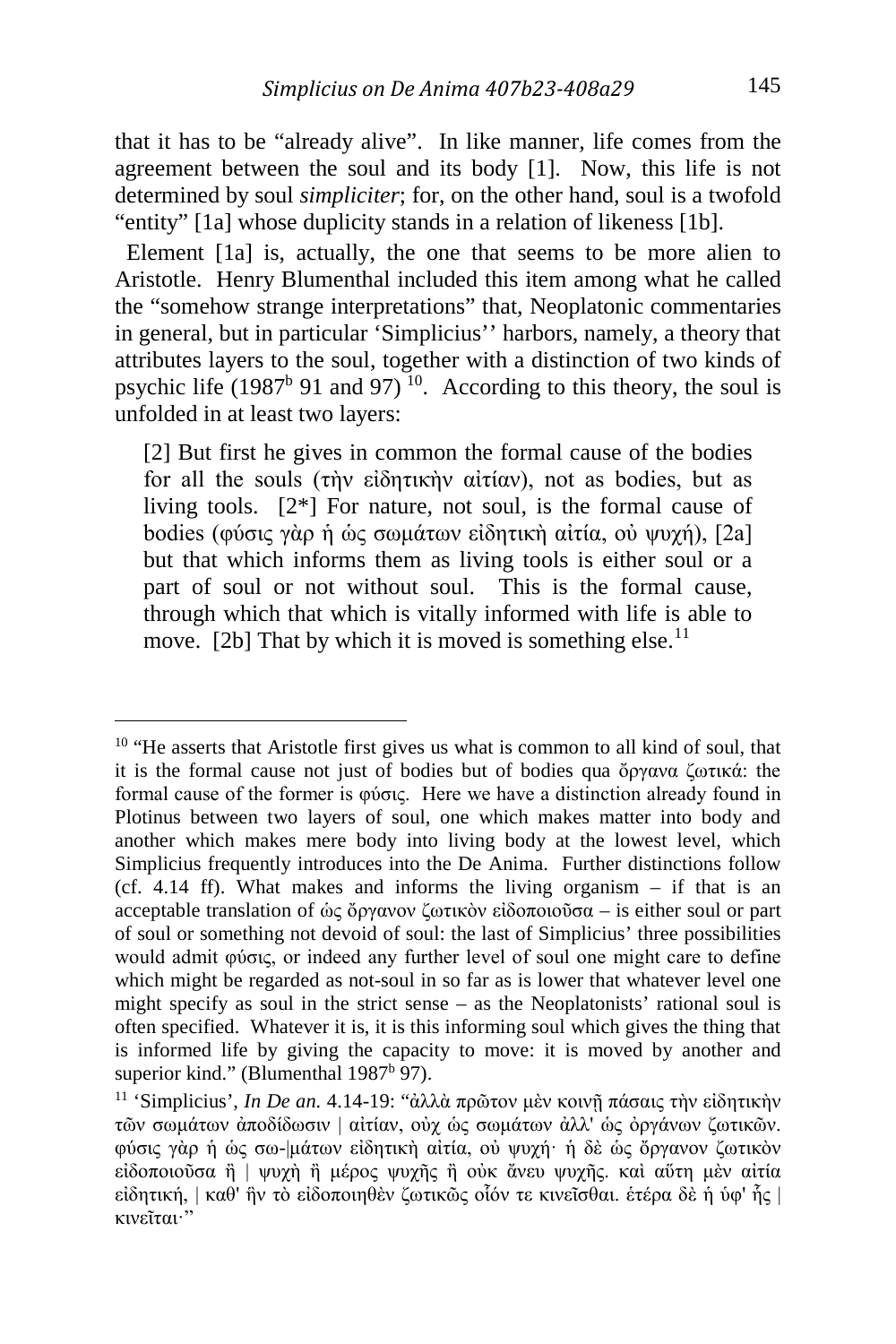that it has to be "already alive". In like manner, life comes from the agreement between the soul and its body [1]. Now, this life is not determined by soul *simpliciter*; for, on the other hand, soul is a twofold "entity" [1a] whose duplicity stands in a relation of likeness [1b].

Element [1a] is, actually, the one that seems to be more alien to Aristotle. Henry Blumenthal included this item among what he called the "somehow strange interpretations" that, Neoplatonic commentaries in general, but in particular 'Simplicius'' harbors, namely, a theory that attributes layers to the soul, together with a distinction of two kinds of psychic life (1987^b 91 and 97) [10]. According to this theory, the soul is unfolded in at least two layers:

> [2] But first he gives in common the formal cause of the bodies for all the souls (τὴν εἰδητικὴν αἰτίαν), not as bodies, but as living tools. [2*] For nature, not soul, is the formal cause of bodies (φύσις γὰρ ἡ ὡς σωμάτων εἰδητικὴ αἰτία, οὐ ψυχή), [2a] but that which informs them as living tools is either soul or a part of soul or not without soul. This is the formal cause, through which that which is vitally informed with life is able to move. [2b] That by which it is moved is something else.[11]

---

[10] "He asserts that Aristotle first gives us what is common to all kind of soul, that it is the formal cause not just of bodies but of bodies qua ὄργανα ζωτικά: the formal cause of the former is φύσις. Here we have a distinction already found in Plotinus between two layers of soul, one which makes matter into body and another which makes mere body into living body at the lowest level, which Simplicius frequently introduces into the De Anima. Further distinctions follow (cf. 4.14 ff). What makes and informs the living organism – if that is an acceptable translation of ὡς ὄργανον ζωτικὸν εἰδοποιοῦσα – is either soul or part of soul or something not devoid of soul: the last of Simplicius' three possibilities would admit φύσις, or indeed any further level of soul one might care to define which might be regarded as not-soul in so far as is lower that whatever level one might specify as soul in the strict sense – as the Neoplatonists' rational soul is often specified. Whatever it is, it is this informing soul which gives the thing that is informed life by giving the capacity to move: it is moved by another and superior kind." (Blumenthal 1987^b 97).

[11] 'Simplicius', *In De an.* 4.14-19: "ἀλλὰ πρῶτον μὲν κοινῇ πάσαις τὴν εἰδητικὴν τῶν σωμάτων ἀποδίδωσιν | αἰτίαν, οὐχ ὡς σωμάτων ἀλλ' ὡς ὀργάνων ζωτικῶν. φύσις γὰρ ἡ ὡς σω-|μάτων εἰδητικὴ αἰτία, οὐ ψυχή· ἡ δὲ ὡς ὄργανον ζωτικὸν εἰδοποιοῦσα ἢ | ψυχὴ ἢ μέρος ψυχῆς ἢ οὐκ ἄνευ ψυχῆς. καὶ αὕτη μὲν αἰτία εἰδητική, | καθ' ἣν τὸ εἰδοποιηθὲν ζωτικῶς οἷόν τε κινεῖσθαι. ἑτέρα δὲ ἡ ὑφ' ἧς | κινεῖται·"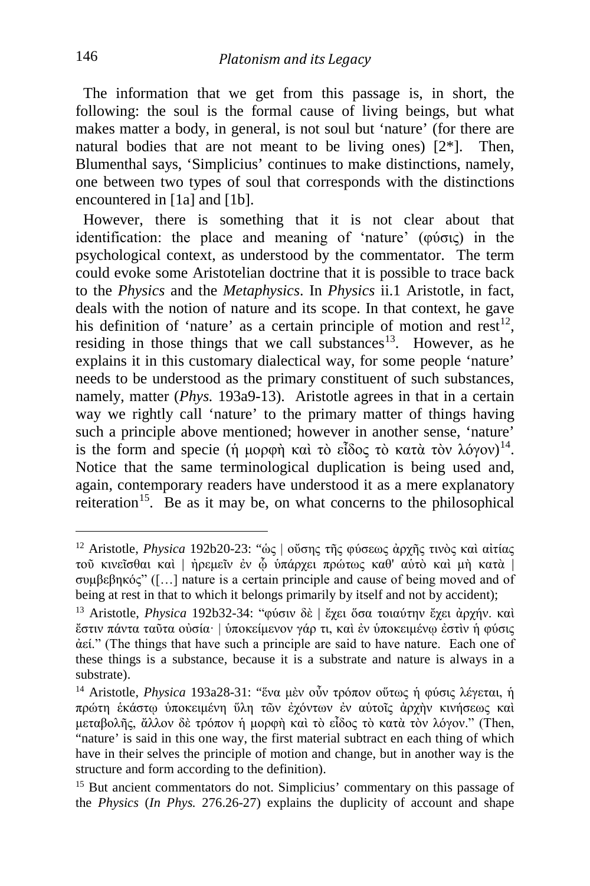The information that we get from this passage is, in short, the following: the soul is the formal cause of living beings, but what makes matter a body, in general, is not soul but 'nature' (for there are natural bodies that are not meant to be living ones) [2*]. Then, Blumenthal says, 'Simplicius' continues to make distinctions, namely, one between two types of soul that corresponds with the distinctions encountered in [1a] and [1b].

However, there is something that it is not clear about that identification: the place and meaning of 'nature' (φύσις) in the psychological context, as understood by the commentator. The term could evoke some Aristotelian doctrine that it is possible to trace back to the *Physics* and the *Metaphysics*. In *Physics* ii.1 Aristotle, in fact, deals with the notion of nature and its scope. In that context, he gave his definition of 'nature' as a certain principle of motion and rest[12], residing in those things that we call substances[13]. However, as he explains it in this customary dialectical way, for some people 'nature' needs to be understood as the primary constituent of such substances, namely, matter (*Phys.* 193a9-13). Aristotle agrees in that in a certain way we rightly call 'nature' to the primary matter of things having such a principle above mentioned; however in another sense, 'nature' is the form and specie (ἡ μορφὴ καὶ τὸ εἶδος τὸ κατὰ τὸν λόγον)[14]. Notice that the same terminological duplication is being used and, again, contemporary readers have understood it as a mere explanatory reiteration[15]. Be as it may be, on what concerns to the philosophical

---

[12] Aristotle, *Physica* 192b20-23: "ὡς | οὔσης τῆς φύσεως ἀρχῆς τινὸς καὶ αἰτίας τοῦ κινεῖσθαι καὶ | ἠρεμεῖν ἐν ᾧ ὑπάρχει πρώτως καθ' αὑτὸ καὶ μὴ κατὰ | συμβεβηκός" ([…] nature is a certain principle and cause of being moved and of being at rest in that to which it belongs primarily by itself and not by accident);

[13] Aristotle, *Physica* 192b32-34: "φύσιν δὲ | ἔχει ὅσα τοιαύτην ἔχει ἀρχήν. καὶ ἔστιν πάντα ταῦτα οὐσία· | ὑποκείμενον γάρ τι, καὶ ἐν ὑποκειμένῳ ἐστὶν ἡ φύσις ἀεί." (The things that have such a principle are said to have nature. Each one of these things is a substance, because it is a substrate and nature is always in a substrate).

[14] Aristotle, *Physica* 193a28-31: "ἕνα μὲν οὖν τρόπον οὕτως ἡ φύσις λέγεται, ἡ πρώτη ἑκάστῳ ὑποκειμένη ὕλη τῶν ἐχόντων ἐν αὑτοῖς ἀρχὴν κινήσεως καὶ μεταβολῆς, ἄλλον δὲ τρόπον ἡ μορφὴ καὶ τὸ εἶδος τὸ κατὰ τὸν λόγον." (Then, "nature' is said in this one way, the first material subtract en each thing of which have in their selves the principle of motion and change, but in another way is the structure and form according to the definition).

[15] But ancient commentators do not. Simplicius' commentary on this passage of the *Physics* (*In Phys.* 276.26-27) explains the duplicity of account and shape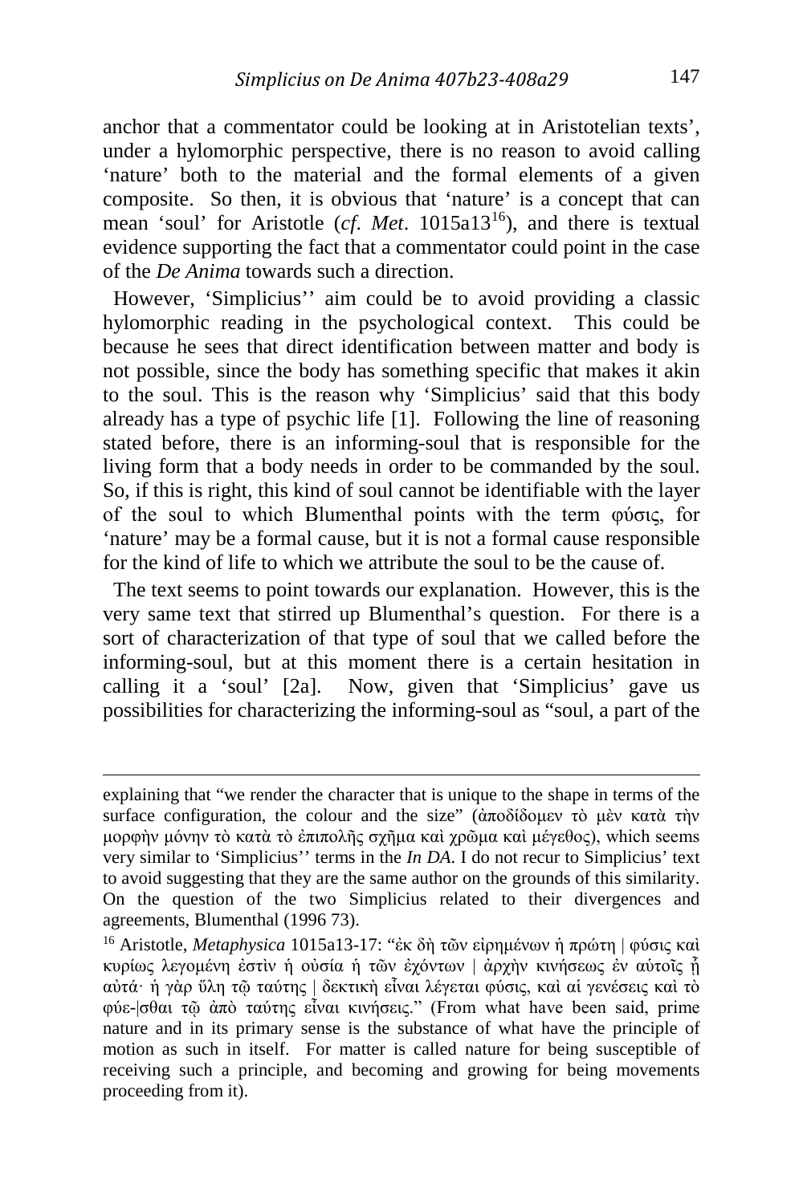anchor that a commentator could be looking at in Aristotelian texts', under a hylomorphic perspective, there is no reason to avoid calling 'nature' both to the material and the formal elements of a given composite. So then, it is obvious that 'nature' is a concept that can mean 'soul' for Aristotle (*cf*. *Met*. 1015a13[16]), and there is textual evidence supporting the fact that a commentator could point in the case of the *De Anima* towards such a direction.

However, 'Simplicius'' aim could be to avoid providing a classic hylomorphic reading in the psychological context. This could be because he sees that direct identification between matter and body is not possible, since the body has something specific that makes it akin to the soul. This is the reason why 'Simplicius' said that this body already has a type of psychic life [1]. Following the line of reasoning stated before, there is an informing-soul that is responsible for the living form that a body needs in order to be commanded by the soul. So, if this is right, this kind of soul cannot be identifiable with the layer of the soul to which Blumenthal points with the term φύσις, for 'nature' may be a formal cause, but it is not a formal cause responsible for the kind of life to which we attribute the soul to be the cause of.

The text seems to point towards our explanation. However, this is the very same text that stirred up Blumenthal's question. For there is a sort of characterization of that type of soul that we called before the informing-soul, but at this moment there is a certain hesitation in calling it a 'soul' [2a]. Now, given that 'Simplicius' gave us possibilities for characterizing the informing-soul as "soul, a part of the

---

explaining that "we render the character that is unique to the shape in terms of the surface configuration, the colour and the size" (ἀποδίδομεν τὸ μὲν κατὰ τὴν μορφὴν μόνην τὸ κατὰ τὸ ἐπιπολῆς σχῆμα καὶ χρῶμα καὶ μέγεθος), which seems very similar to 'Simplicius'' terms in the *In DA*. I do not recur to Simplicius' text to avoid suggesting that they are the same author on the grounds of this similarity. On the question of the two Simplicius related to their divergences and agreements, Blumenthal (1996 73).

[16] Aristotle, *Metaphysica* 1015a13-17: "ἐκ δὴ τῶν εἰρημένων ἡ πρώτη | φύσις καὶ κυρίως λεγομένη ἐστὶν ἡ οὐσία ἡ τῶν ἐχόντων | ἀρχὴν κινήσεως ἐν αὐτοῖς ᾗ αὐτά· ἡ γὰρ ὕλη τῷ ταύτης | δεκτικὴ εἶναι λέγεται φύσις, καὶ αἱ γενέσεις καὶ τὸ φύε-|σθαι τῷ ἀπὸ ταύτης εἶναι κινήσεις." (From what have been said, prime nature and in its primary sense is the substance of what have the principle of motion as such in itself. For matter is called nature for being susceptible of receiving such a principle, and becoming and growing for being movements proceeding from it).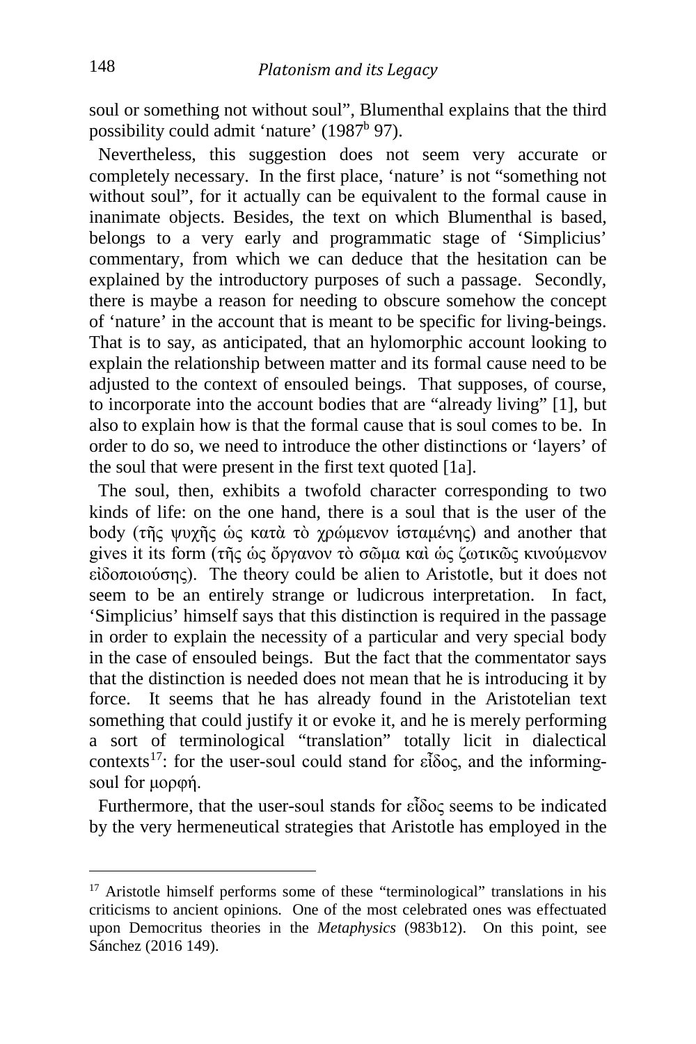soul or something not without soul", Blumenthal explains that the third possibility could admit 'nature' (1987[b] 97).

Nevertheless, this suggestion does not seem very accurate or completely necessary. In the first place, 'nature' is not "something not without soul", for it actually can be equivalent to the formal cause in inanimate objects. Besides, the text on which Blumenthal is based, belongs to a very early and programmatic stage of 'Simplicius' commentary, from which we can deduce that the hesitation can be explained by the introductory purposes of such a passage. Secondly, there is maybe a reason for needing to obscure somehow the concept of 'nature' in the account that is meant to be specific for living-beings. That is to say, as anticipated, that an hylomorphic account looking to explain the relationship between matter and its formal cause need to be adjusted to the context of ensouled beings. That supposes, of course, to incorporate into the account bodies that are "already living" [1], but also to explain how is that the formal cause that is soul comes to be. In order to do so, we need to introduce the other distinctions or 'layers' of the soul that were present in the first text quoted [1a].

The soul, then, exhibits a twofold character corresponding to two kinds of life: on the one hand, there is a soul that is the user of the body (τῆς ψυχῆς ὡς κατὰ τὸ χρώμενον ἱσταμένης) and another that gives it its form (τῆς ὡς ὄργανον τὸ σῶμα καὶ ὡς ζωτικῶς κινούμενον εἰδοποιούσης). The theory could be alien to Aristotle, but it does not seem to be an entirely strange or ludicrous interpretation. In fact, 'Simplicius' himself says that this distinction is required in the passage in order to explain the necessity of a particular and very special body in the case of ensouled beings. But the fact that the commentator says that the distinction is needed does not mean that he is introducing it by force. It seems that he has already found in the Aristotelian text something that could justify it or evoke it, and he is merely performing a sort of terminological "translation" totally licit in dialectical contexts[17]: for the user-soul could stand for εἶδος, and the informing-soul for μορφή.

Furthermore, that the user-soul stands for εἶδος seems to be indicated by the very hermeneutical strategies that Aristotle has employed in the

---

[17] Aristotle himself performs some of these "terminological" translations in his criticisms to ancient opinions. One of the most celebrated ones was effectuated upon Democritus theories in the *Metaphysics* (983b12). On this point, see Sánchez (2016 149).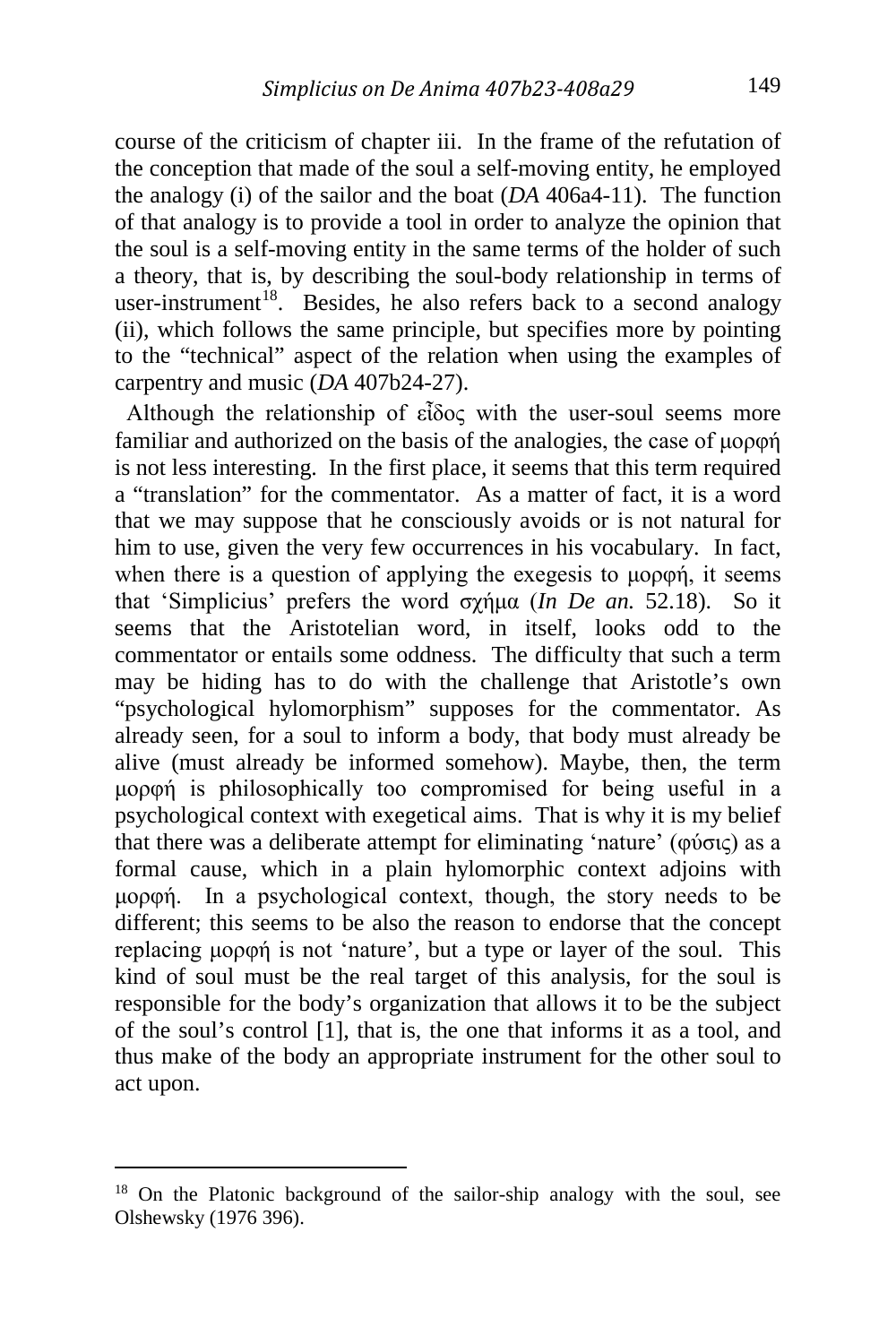course of the criticism of chapter iii. In the frame of the refutation of the conception that made of the soul a self-moving entity, he employed the analogy (i) of the sailor and the boat (*DA* 406a4-11). The function of that analogy is to provide a tool in order to analyze the opinion that the soul is a self-moving entity in the same terms of the holder of such a theory, that is, by describing the soul-body relationship in terms of user-instrument[18]. Besides, he also refers back to a second analogy (ii), which follows the same principle, but specifies more by pointing to the "technical" aspect of the relation when using the examples of carpentry and music (*DA* 407b24-27).

Although the relationship of εἶδος with the user-soul seems more familiar and authorized on the basis of the analogies, the case of μορφή is not less interesting. In the first place, it seems that this term required a "translation" for the commentator. As a matter of fact, it is a word that we may suppose that he consciously avoids or is not natural for him to use, given the very few occurrences in his vocabulary. In fact, when there is a question of applying the exegesis to μορφή, it seems that 'Simplicius' prefers the word σχήμα (*In De an.* 52.18). So it seems that the Aristotelian word, in itself, looks odd to the commentator or entails some oddness. The difficulty that such a term may be hiding has to do with the challenge that Aristotle's own "psychological hylomorphism" supposes for the commentator. As already seen, for a soul to inform a body, that body must already be alive (must already be informed somehow). Maybe, then, the term μορφή is philosophically too compromised for being useful in a psychological context with exegetical aims. That is why it is my belief that there was a deliberate attempt for eliminating 'nature' (φύσις) as a formal cause, which in a plain hylomorphic context adjoins with μορφή. In a psychological context, though, the story needs to be different; this seems to be also the reason to endorse that the concept replacing μορφή is not 'nature', but a type or layer of the soul. This kind of soul must be the real target of this analysis, for the soul is responsible for the body's organization that allows it to be the subject of the soul's control [1], that is, the one that informs it as a tool, and thus make of the body an appropriate instrument for the other soul to act upon.

---

[18] On the Platonic background of the sailor-ship analogy with the soul, see Olshewsky (1976 396).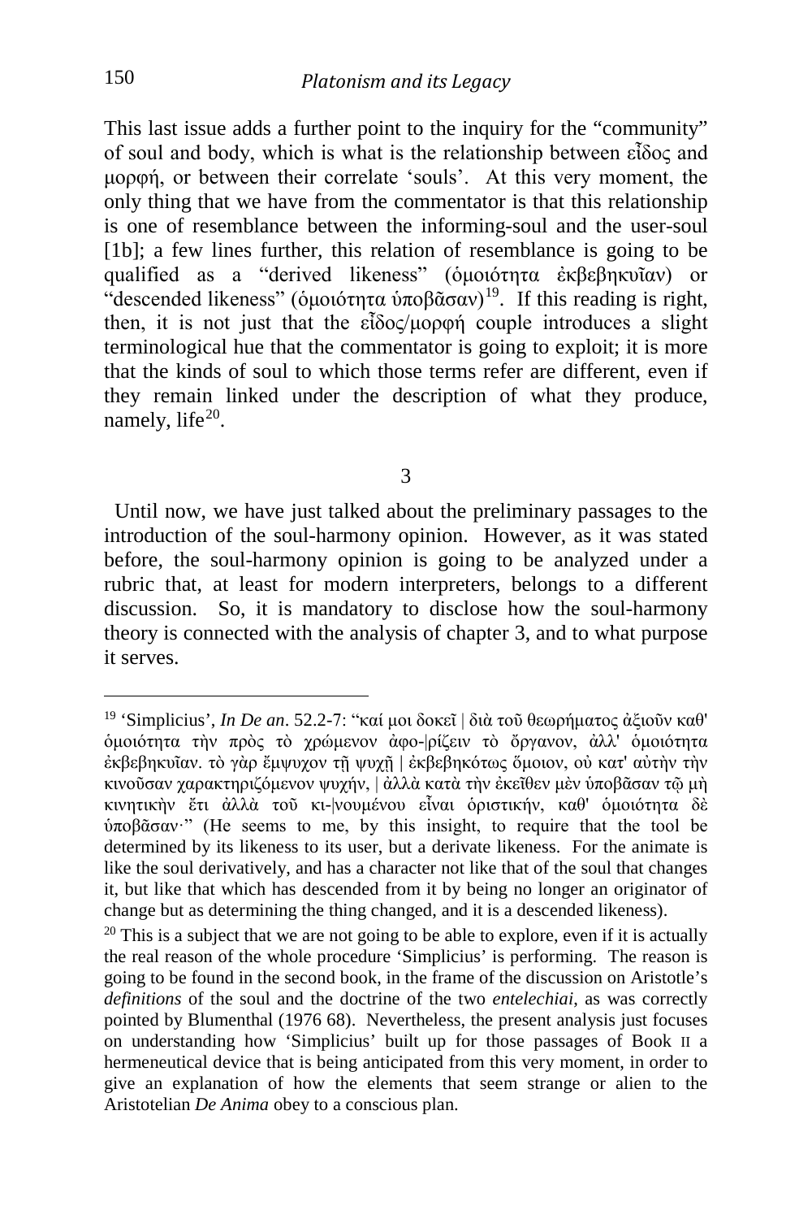This last issue adds a further point to the inquiry for the "community" of soul and body, which is what is the relationship between εἶδος and μορφή, or between their correlate 'souls'. At this very moment, the only thing that we have from the commentator is that this relationship is one of resemblance between the informing-soul and the user-soul [1b]; a few lines further, this relation of resemblance is going to be qualified as a "derived likeness" (ὁμοιότητα ἐκβεβηκυῖαν) or "descended likeness" (ὁμοιότητα ὑποβᾶσαν)[19]. If this reading is right, then, it is not just that the εἶδος/μορφή couple introduces a slight terminological hue that the commentator is going to exploit; it is more that the kinds of soul to which those terms refer are different, even if they remain linked under the description of what they produce, namely, life[20].

## 3

Until now, we have just talked about the preliminary passages to the introduction of the soul-harmony opinion. However, as it was stated before, the soul-harmony opinion is going to be analyzed under a rubric that, at least for modern interpreters, belongs to a different discussion. So, it is mandatory to disclose how the soul-harmony theory is connected with the analysis of chapter 3, and to what purpose it serves.

---

[19] 'Simplicius', *In De an*. 52.2-7: "καί μοι δοκεῖ | διὰ τοῦ θεωρήματος ἀξιοῦν καθ' ὁμοιότητα τὴν πρὸς τὸ χρώμενον ἀφο-|ρίζειν τὸ ὄργανον, ἀλλ' ὁμοιότητα ἐκβεβηκυῖαν. τὸ γὰρ ἔμψυχον τῇ ψυχῇ | ἐκβεβηκότως ὅμοιον, οὐ κατ' αὐτὴν τὴν κινοῦσαν χαρακτηριζόμενον ψυχήν, | ἀλλὰ κατὰ τὴν ἐκεῖθεν μὲν ὑποβᾶσαν τῷ μὴ κινητικὴν ἔτι ἀλλὰ τοῦ κι-|νουμένου εἶναι ὁριστικήν, καθ' ὁμοιότητα δὲ ὑποβᾶσαν·" (He seems to me, by this insight, to require that the tool be determined by its likeness to its user, but a derivate likeness. For the animate is like the soul derivatively, and has a character not like that of the soul that changes it, but like that which has descended from it by being no longer an originator of change but as determining the thing changed, and it is a descended likeness).

[20] This is a subject that we are not going to be able to explore, even if it is actually the real reason of the whole procedure 'Simplicius' is performing. The reason is going to be found in the second book, in the frame of the discussion on Aristotle's *definitions* of the soul and the doctrine of the two *entelechiai*, as was correctly pointed by Blumenthal (1976 68). Nevertheless, the present analysis just focuses on understanding how 'Simplicius' built up for those passages of Book II a hermeneutical device that is being anticipated from this very moment, in order to give an explanation of how the elements that seem strange or alien to the Aristotelian *De Anima* obey to a conscious plan.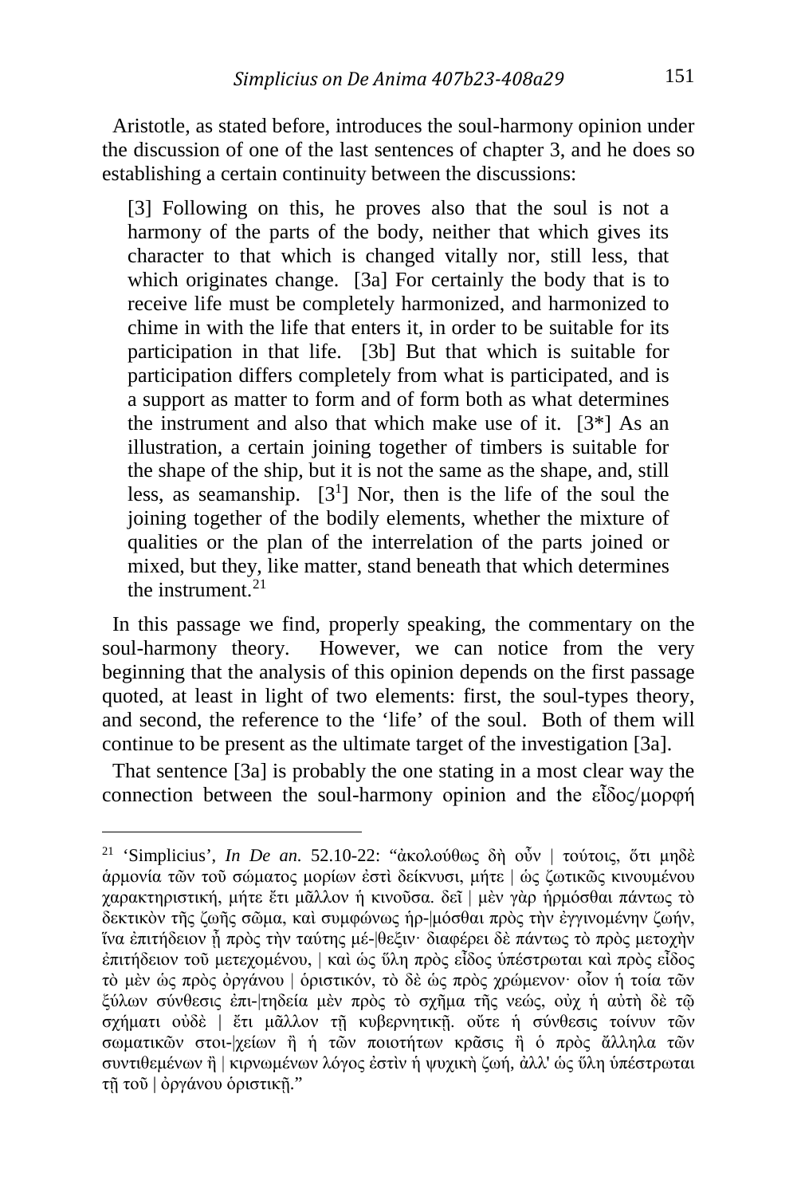Aristotle, as stated before, introduces the soul-harmony opinion under the discussion of one of the last sentences of chapter 3, and he does so establishing a certain continuity between the discussions:

> [3] Following on this, he proves also that the soul is not a harmony of the parts of the body, neither that which gives its character to that which is changed vitally nor, still less, that which originates change. [3a] For certainly the body that is to receive life must be completely harmonized, and harmonized to chime in with the life that enters it, in order to be suitable for its participation in that life. [3b] But that which is suitable for participation differs completely from what is participated, and is a support as matter to form and of form both as what determines the instrument and also that which make use of it. [3*] As an illustration, a certain joining together of timbers is suitable for the shape of the ship, but it is not the same as the shape, and, still less, as seamanship. [3$^1$] Nor, then is the life of the soul the joining together of the bodily elements, whether the mixture of qualities or the plan of the interrelation of the parts joined or mixed, but they, like matter, stand beneath that which determines the instrument.[21]

In this passage we find, properly speaking, the commentary on the soul-harmony theory. However, we can notice from the very beginning that the analysis of this opinion depends on the first passage quoted, at least in light of two elements: first, the soul-types theory, and second, the reference to the 'life' of the soul. Both of them will continue to be present as the ultimate target of the investigation [3a].

That sentence [3a] is probably the one stating in a most clear way the connection between the soul-harmony opinion and the εἶδος/μορφή

---

[21] 'Simplicius', *In De an.* 52.10-22: "ἀκολούθως δὴ οὖν | τούτοις, ὅτι μηδὲ ἁρμονία τῶν τοῦ σώματος μορίων ἐστὶ δείκνυσι, μήτε | ὡς ζωτικῶς κινουμένου χαρακτηριστική, μήτε ἔτι μᾶλλον ἡ κινοῦσα. δεῖ | μὲν γὰρ ἡρμόσθαι πάντως τὸ δεκτικὸν τῆς ζωῆς σῶμα, καὶ συμφώνως ἡρ-|μόσθαι πρὸς τὴν ἐγγινομένην ζωήν, ἵνα ἐπιτήδειον ᾖ πρὸς τὴν ταύτης μέ-|θεξιν· διαφέρει δὲ πάντως τὸ πρὸς μετοχὴν ἐπιτήδειον τοῦ μετεχομένου, | καὶ ὡς ὕλη πρὸς εἶδος ὑπέστρωται καὶ πρὸς εἶδος τὸ μὲν ὡς πρὸς ὀργάνου | ὁριστικόν, τὸ δὲ ὡς πρὸς χρώμενον· οἷον ἡ τοία τῶν ξύλων σύνθεσις ἐπι-|τηδεία μὲν πρὸς τὸ σχῆμα τῆς νεώς, οὐχ ἡ αὐτὴ δὲ τῷ σχήματι οὐδὲ | ἔτι μᾶλλον τῇ κυβερνητικῇ. οὔτε ἡ σύνθεσις τοίνυν τῶν σωματικῶν στοι-|χείων ἢ ἡ τῶν ποιοτήτων κρᾶσις ἢ ὁ πρὸς ἄλληλα τῶν συντιθεμένων ἢ | κιρνωμένων λόγος ἐστὶν ἡ ψυχικὴ ζωή, ἀλλ' ὡς ὕλη ὑπέστρωται τῇ τοῦ | ὀργάνου ὁριστικῇ."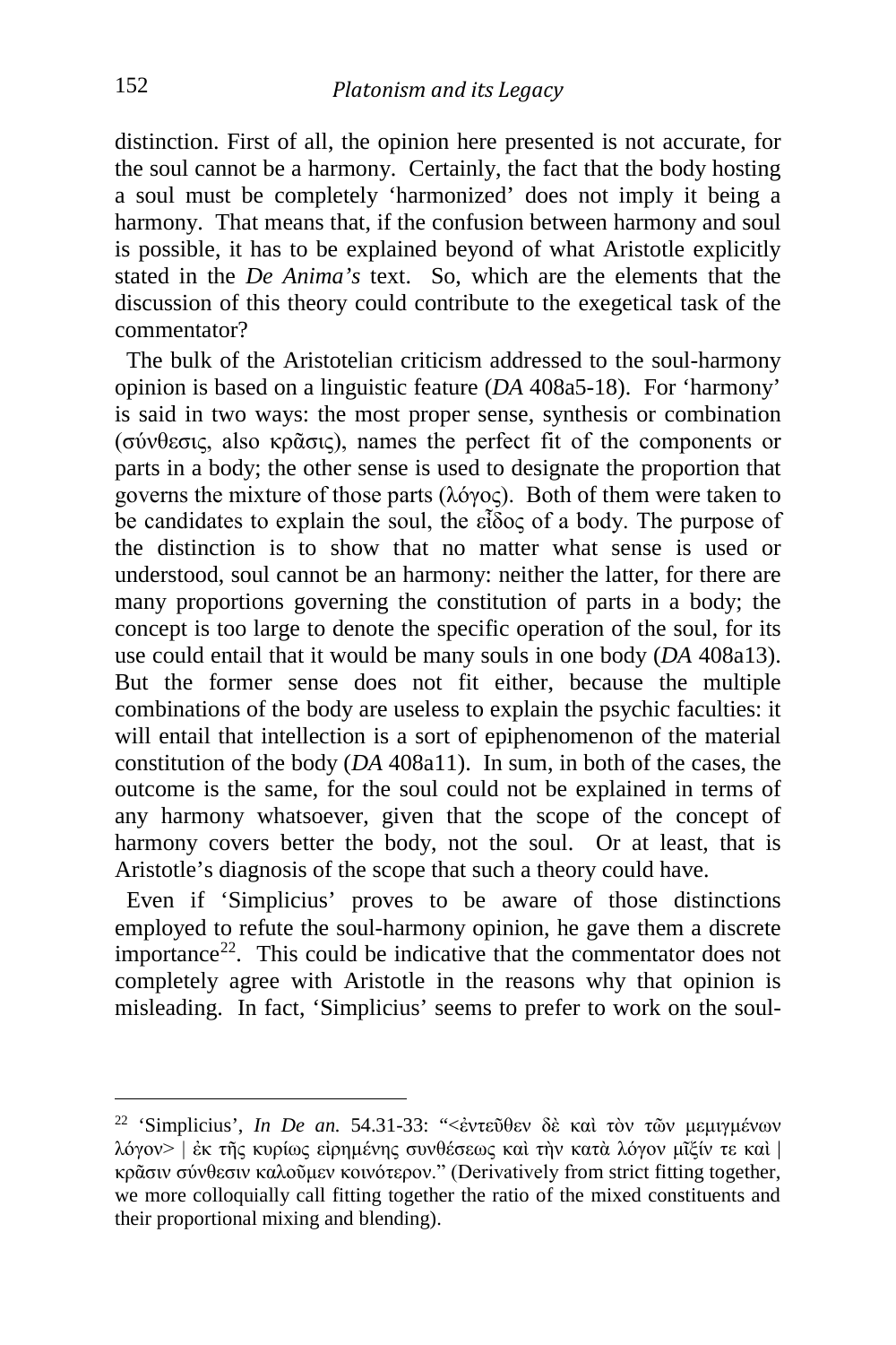distinction. First of all, the opinion here presented is not accurate, for the soul cannot be a harmony. Certainly, the fact that the body hosting a soul must be completely 'harmonized' does not imply it being a harmony. That means that, if the confusion between harmony and soul is possible, it has to be explained beyond of what Aristotle explicitly stated in the *De Anima's* text. So, which are the elements that the discussion of this theory could contribute to the exegetical task of the commentator?

The bulk of the Aristotelian criticism addressed to the soul-harmony opinion is based on a linguistic feature (*DA* 408a5-18). For 'harmony' is said in two ways: the most proper sense, synthesis or combination (σύνθεσις, also κρᾶσις), names the perfect fit of the components or parts in a body; the other sense is used to designate the proportion that governs the mixture of those parts (λόγος). Both of them were taken to be candidates to explain the soul, the εἶδος of a body. The purpose of the distinction is to show that no matter what sense is used or understood, soul cannot be an harmony: neither the latter, for there are many proportions governing the constitution of parts in a body; the concept is too large to denote the specific operation of the soul, for its use could entail that it would be many souls in one body (*DA* 408a13). But the former sense does not fit either, because the multiple combinations of the body are useless to explain the psychic faculties: it will entail that intellection is a sort of epiphenomenon of the material constitution of the body (*DA* 408a11). In sum, in both of the cases, the outcome is the same, for the soul could not be explained in terms of any harmony whatsoever, given that the scope of the concept of harmony covers better the body, not the soul. Or at least, that is Aristotle's diagnosis of the scope that such a theory could have.

Even if 'Simplicius' proves to be aware of those distinctions employed to refute the soul-harmony opinion, he gave them a discrete importance[22]. This could be indicative that the commentator does not completely agree with Aristotle in the reasons why that opinion is misleading. In fact, 'Simplicius' seems to prefer to work on the soul-

---

[22] 'Simplicius', *In De an.* 54.31-33: "<ἐντεῦθεν δὲ καὶ τὸν τῶν μεμιγμένων λόγον> | ἐκ τῆς κυρίως εἰρημένης συνθέσεως καὶ τὴν κατὰ λόγον μῖξίν τε καὶ | κρᾶσιν σύνθεσιν καλοῦμεν κοινότερον." (Derivatively from strict fitting together, we more colloquially call fitting together the ratio of the mixed constituents and their proportional mixing and blending).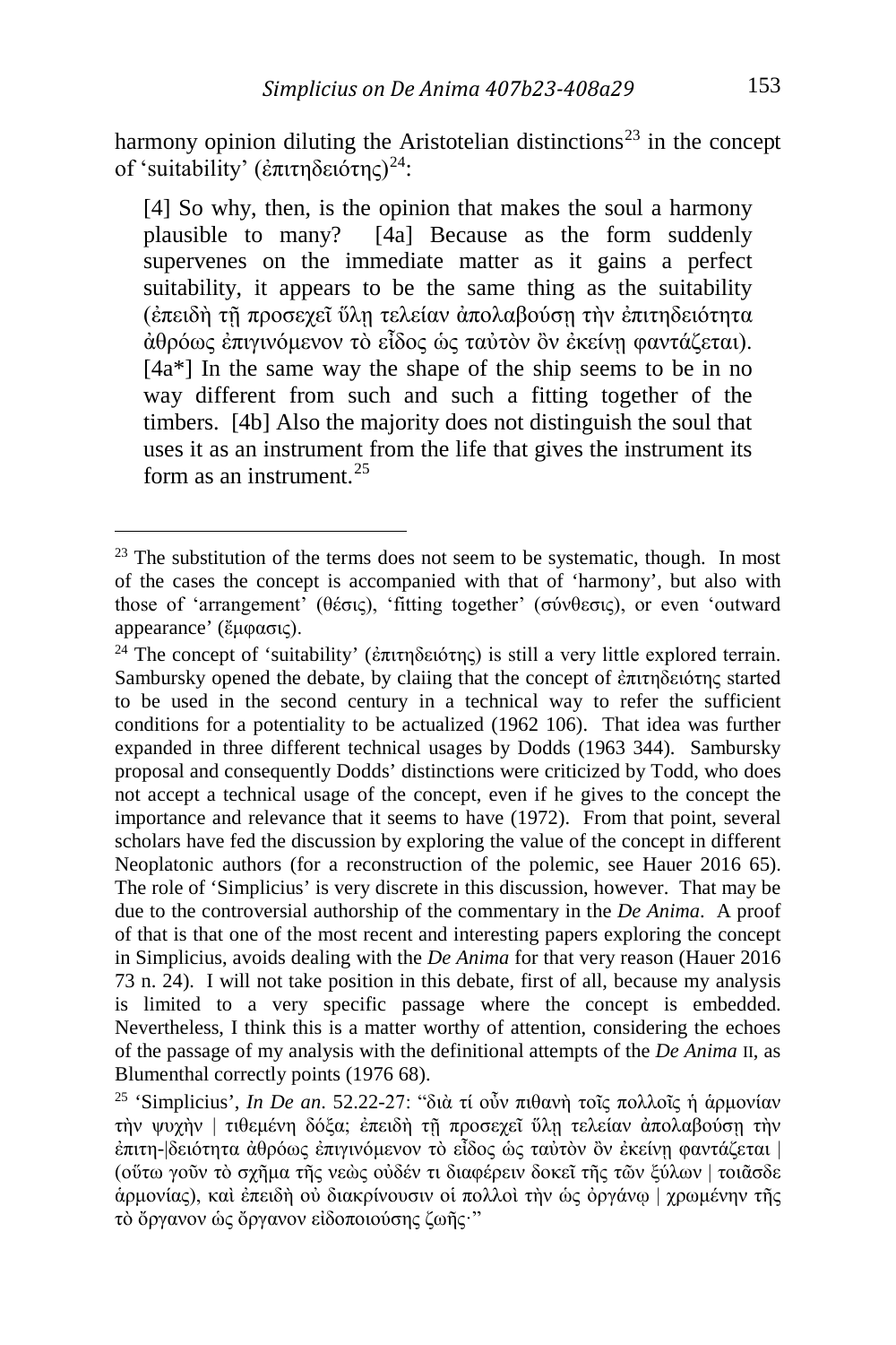harmony opinion diluting the Aristotelian distinctions[23] in the concept of 'suitability' (ἐπιτηδειότης)[24]:

> [4] So why, then, is the opinion that makes the soul a harmony plausible to many? [4a] Because as the form suddenly supervenes on the immediate matter as it gains a perfect suitability, it appears to be the same thing as the suitability (ἐπειδὴ τῇ προσεχεῖ ὕλῃ τελείαν ἀπολαβούσῃ τὴν ἐπιτηδειότητα ἀθρόως ἐπιγινόμενον τὸ εἶδος ὡς ταὐτὸν ὂν ἐκείνῃ φαντάζεται). [4a*] In the same way the shape of the ship seems to be in no way different from such and such a fitting together of the timbers. [4b] Also the majority does not distinguish the soul that uses it as an instrument from the life that gives the instrument its form as an instrument.[25]

---

[23] The substitution of the terms does not seem to be systematic, though. In most of the cases the concept is accompanied with that of 'harmony', but also with those of 'arrangement' (θέσις), 'fitting together' (σύνθεσις), or even 'outward appearance' (ἔμφασις).

[24] The concept of 'suitability' (ἐπιτηδειότης) is still a very little explored terrain. Sambursky opened the debate, by claiing that the concept of ἐπιτηδειότης started to be used in the second century in a technical way to refer the sufficient conditions for a potentiality to be actualized (1962 106). That idea was further expanded in three different technical usages by Dodds (1963 344). Sambursky proposal and consequently Dodds' distinctions were criticized by Todd, who does not accept a technical usage of the concept, even if he gives to the concept the importance and relevance that it seems to have (1972). From that point, several scholars have fed the discussion by exploring the value of the concept in different Neoplatonic authors (for a reconstruction of the polemic, see Hauer 2016 65). The role of 'Simplicius' is very discrete in this discussion, however. That may be due to the controversial authorship of the commentary in the *De Anima*. A proof of that is that one of the most recent and interesting papers exploring the concept in Simplicius, avoids dealing with the *De Anima* for that very reason (Hauer 2016 73 n. 24). I will not take position in this debate, first of all, because my analysis is limited to a very specific passage where the concept is embedded. Nevertheless, I think this is a matter worthy of attention, considering the echoes of the passage of my analysis with the definitional attempts of the *De Anima* II, as Blumenthal correctly points (1976 68).

[25] 'Simplicius', *In De an*. 52.22-27: "διὰ τί οὖν πιθανὴ τοῖς πολλοῖς ἡ ἁρμονίαν τὴν ψυχὴν | τιθεμένη δόξα; ἐπειδὴ τῇ προσεχεῖ ὕλῃ τελείαν ἀπολαβούσῃ τὴν ἐπιτη-|δειότητα ἀθρόως ἐπιγινόμενον τὸ εἶδος ὡς ταὐτὸν ὂν ἐκείνῃ φαντάζεται | (οὕτω γοῦν τὸ σχῆμα τῆς νεὼς οὐδέν τι διαφέρειν δοκεῖ τῆς τῶν ξύλων | τοιᾶσδε ἁρμονίας), καὶ ἐπειδὴ οὐ διακρίνουσιν οἱ πολλοὶ τὴν ὡς ὀργάνῳ | χρωμένην τῆς τὸ ὄργανον ὡς ὄργανον εἰδοποιούσης ζωῆς·"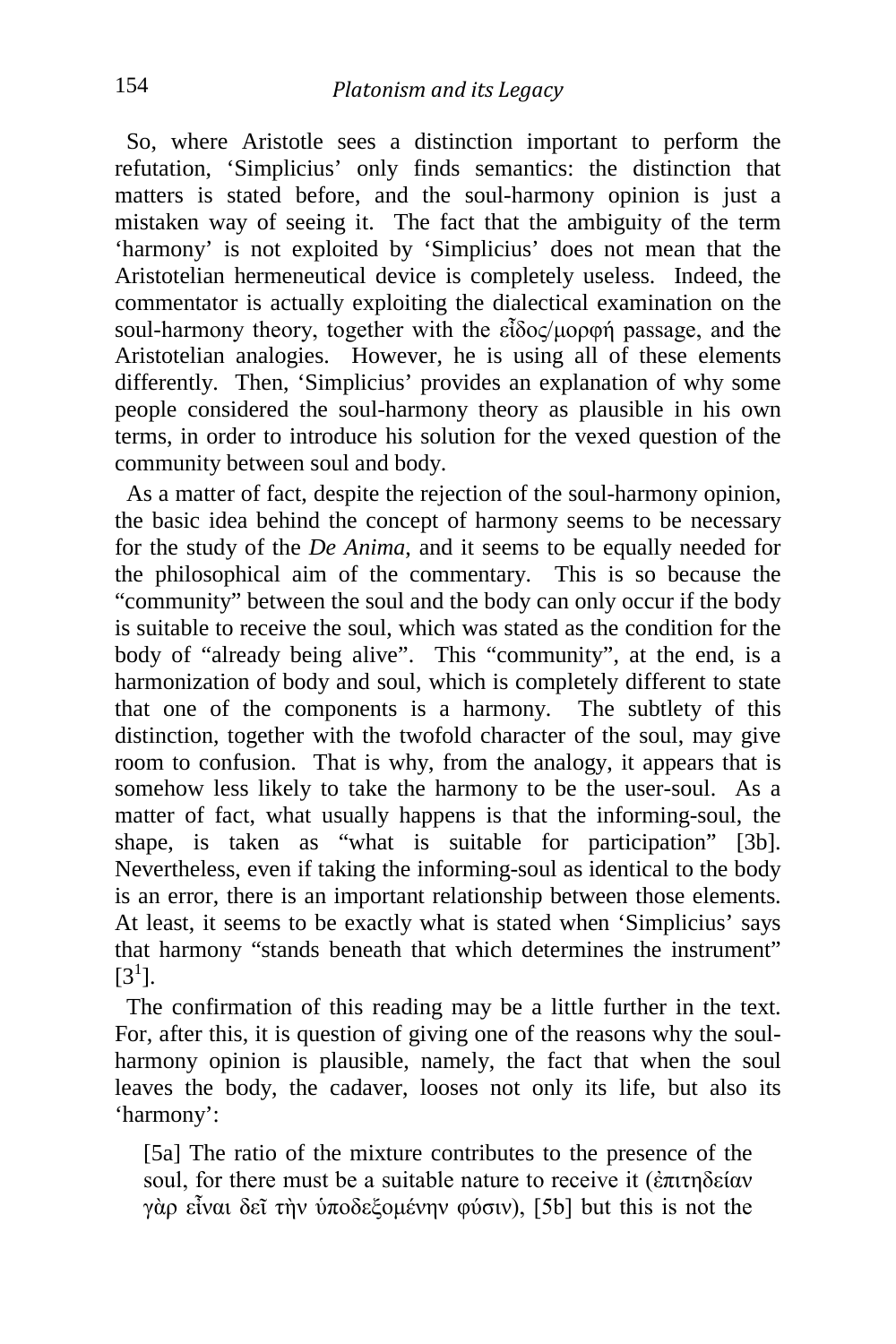So, where Aristotle sees a distinction important to perform the refutation, 'Simplicius' only finds semantics: the distinction that matters is stated before, and the soul-harmony opinion is just a mistaken way of seeing it. The fact that the ambiguity of the term 'harmony' is not exploited by 'Simplicius' does not mean that the Aristotelian hermeneutical device is completely useless. Indeed, the commentator is actually exploiting the dialectical examination on the soul-harmony theory, together with the εἶδος/μορφή passage, and the Aristotelian analogies. However, he is using all of these elements differently. Then, 'Simplicius' provides an explanation of why some people considered the soul-harmony theory as plausible in his own terms, in order to introduce his solution for the vexed question of the community between soul and body.

As a matter of fact, despite the rejection of the soul-harmony opinion, the basic idea behind the concept of harmony seems to be necessary for the study of the *De Anima*, and it seems to be equally needed for the philosophical aim of the commentary. This is so because the "community" between the soul and the body can only occur if the body is suitable to receive the soul, which was stated as the condition for the body of "already being alive". This "community", at the end, is a harmonization of body and soul, which is completely different to state that one of the components is a harmony. The subtlety of this distinction, together with the twofold character of the soul, may give room to confusion. That is why, from the analogy, it appears that is somehow less likely to take the harmony to be the user-soul. As a matter of fact, what usually happens is that the informing-soul, the shape, is taken as "what is suitable for participation" [3b]. Nevertheless, even if taking the informing-soul as identical to the body is an error, there is an important relationship between those elements. At least, it seems to be exactly what is stated when 'Simplicius' says that harmony "stands beneath that which determines the instrument" [3[1]].

The confirmation of this reading may be a little further in the text. For, after this, it is question of giving one of the reasons why the soul-harmony opinion is plausible, namely, the fact that when the soul leaves the body, the cadaver, looses not only its life, but also its 'harmony':

> [5a] The ratio of the mixture contributes to the presence of the soul, for there must be a suitable nature to receive it (ἐπιτηδείαν γὰρ εἶναι δεῖ τὴν ὑποδεξομένην φύσιν), [5b] but this is not the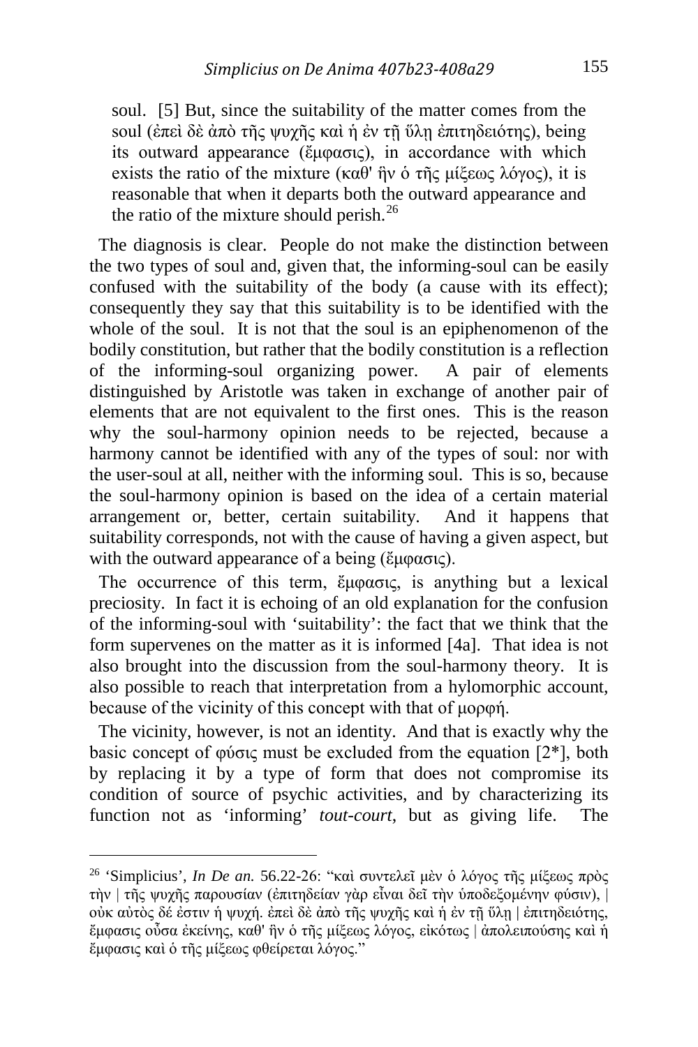soul. [5] But, since the suitability of the matter comes from the soul (ἐπεὶ δὲ ἀπὸ τῆς ψυχῆς καὶ ἡ ἐν τῇ ὕλῃ ἐπιτηδειότης), being its outward appearance (ἔμφασις), in accordance with which exists the ratio of the mixture (καθ' ἣν ὁ τῆς μίξεως λόγος), it is reasonable that when it departs both the outward appearance and the ratio of the mixture should perish.[26]

The diagnosis is clear. People do not make the distinction between the two types of soul and, given that, the informing-soul can be easily confused with the suitability of the body (a cause with its effect); consequently they say that this suitability is to be identified with the whole of the soul. It is not that the soul is an epiphenomenon of the bodily constitution, but rather that the bodily constitution is a reflection of the informing-soul organizing power. A pair of elements distinguished by Aristotle was taken in exchange of another pair of elements that are not equivalent to the first ones. This is the reason why the soul-harmony opinion needs to be rejected, because a harmony cannot be identified with any of the types of soul: nor with the user-soul at all, neither with the informing soul. This is so, because the soul-harmony opinion is based on the idea of a certain material arrangement or, better, certain suitability. And it happens that suitability corresponds, not with the cause of having a given aspect, but with the outward appearance of a being (ἔμφασις).

The occurrence of this term, ἔμφασις, is anything but a lexical preciosity. In fact it is echoing of an old explanation for the confusion of the informing-soul with 'suitability': the fact that we think that the form supervenes on the matter as it is informed [4a]. That idea is not also brought into the discussion from the soul-harmony theory. It is also possible to reach that interpretation from a hylomorphic account, because of the vicinity of this concept with that of μορφή.

The vicinity, however, is not an identity. And that is exactly why the basic concept of φύσις must be excluded from the equation [2*], both by replacing it by a type of form that does not compromise its condition of source of psychic activities, and by characterizing its function not as 'informing' *tout-court*, but as giving life. The

---

[26] 'Simplicius', *In De an.* 56.22-26: "καὶ συντελεῖ μὲν ὁ λόγος τῆς μίξεως πρὸς τὴν | τῆς ψυχῆς παρουσίαν (ἐπιτηδείαν γὰρ εἶναι δεῖ τὴν ὑποδεξομένην φύσιν), | οὐκ αὐτὸς δέ ἐστιν ἡ ψυχή. ἐπεὶ δὲ ἀπὸ τῆς ψυχῆς καὶ ἡ ἐν τῇ ὕλῃ | ἐπιτηδειότης, ἔμφασις οὖσα ἐκείνης, καθ' ἣν ὁ τῆς μίξεως λόγος, εἰκότως | ἀπολειπούσης καὶ ἡ ἔμφασις καὶ ὁ τῆς μίξεως φθείρεται λόγος."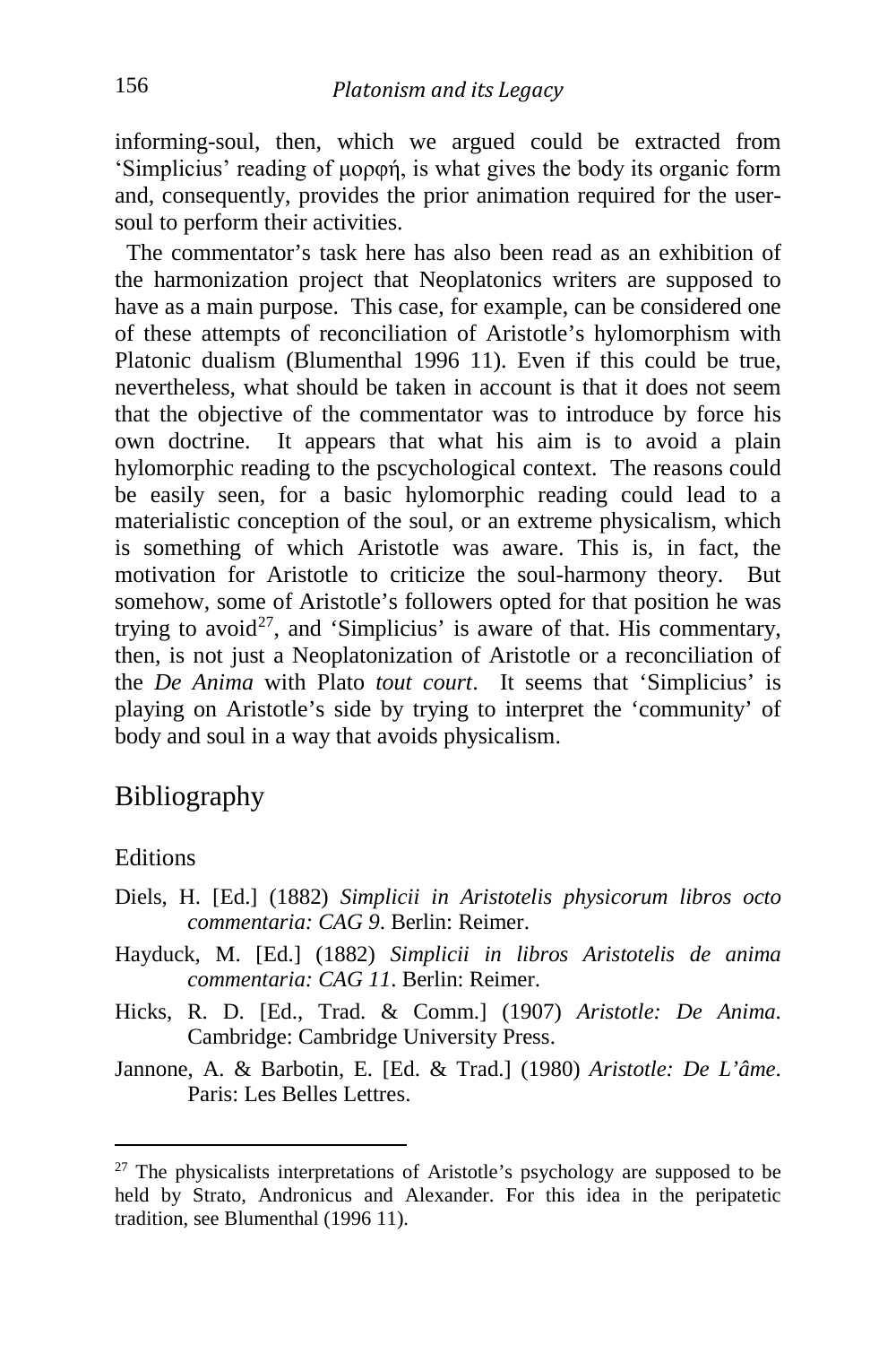informing-soul, then, which we argued could be extracted from 'Simplicius' reading of μορφή, is what gives the body its organic form and, consequently, provides the prior animation required for the user-soul to perform their activities.

The commentator's task here has also been read as an exhibition of the harmonization project that Neoplatonics writers are supposed to have as a main purpose. This case, for example, can be considered one of these attempts of reconciliation of Aristotle's hylomorphism with Platonic dualism (Blumenthal 1996 11). Even if this could be true, nevertheless, what should be taken in account is that it does not seem that the objective of the commentator was to introduce by force his own doctrine. It appears that what his aim is to avoid a plain hylomorphic reading to the pscychological context. The reasons could be easily seen, for a basic hylomorphic reading could lead to a materialistic conception of the soul, or an extreme physicalism, which is something of which Aristotle was aware. This is, in fact, the motivation for Aristotle to criticize the soul-harmony theory. But somehow, some of Aristotle's followers opted for that position he was trying to avoid[27], and 'Simplicius' is aware of that. His commentary, then, is not just a Neoplatonization of Aristotle or a reconciliation of the *De Anima* with Plato *tout court*. It seems that 'Simplicius' is playing on Aristotle's side by trying to interpret the 'community' of body and soul in a way that avoids physicalism.

## Bibliography

### Editions

Diels, H. [Ed.] (1882) *Simplicii in Aristotelis physicorum libros octo commentaria: CAG 9*. Berlin: Reimer.

Hayduck, M. [Ed.] (1882) *Simplicii in libros Aristotelis de anima commentaria: CAG 11*. Berlin: Reimer.

Hicks, R. D. [Ed., Trad. & Comm.] (1907) *Aristotle: De Anima*. Cambridge: Cambridge University Press.

Jannone, A. & Barbotin, E. [Ed. & Trad.] (1980) *Aristotle: De L'âme*. Paris: Les Belles Lettres.

---

[27] The physicalists interpretations of Aristotle's psychology are supposed to be held by Strato, Andronicus and Alexander. For this idea in the peripatetic tradition, see Blumenthal (1996 11).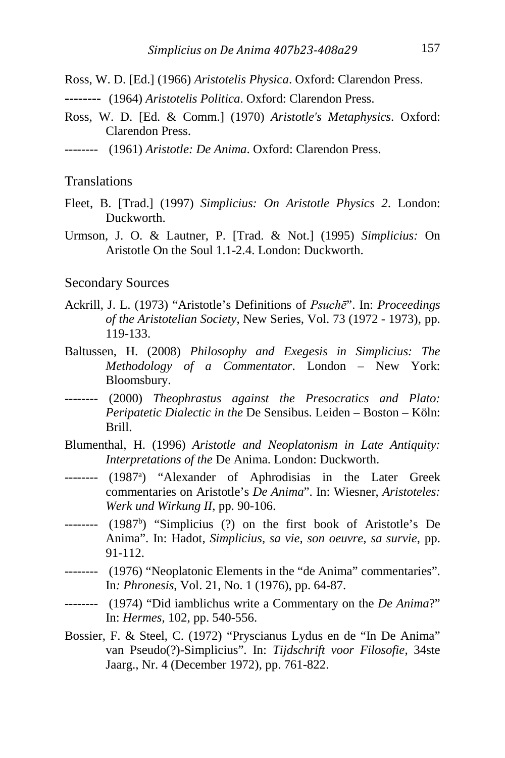Ross, W. D. [Ed.] (1966) *Aristotelis Physica*. Oxford: Clarendon Press.

-------- (1964) *Aristotelis Politica*. Oxford: Clarendon Press.

Ross, W. D. [Ed. & Comm.] (1970) *Aristotle's Metaphysics*. Oxford: Clarendon Press.

-------- (1961) *Aristotle: De Anima*. Oxford: Clarendon Press.

## Translations

Fleet, B. [Trad.] (1997) *Simplicius: On Aristotle Physics 2*. London: Duckworth.

Urmson, J. O. & Lautner, P. [Trad. & Not.] (1995) *Simplicius:* On Aristotle On the Soul 1.1-2.4. London: Duckworth.

## Secondary Sources

Ackrill, J. L. (1973) "Aristotle's Definitions of *Psuchē*". In: *Proceedings of the Aristotelian Society*, New Series, Vol. 73 (1972 - 1973), pp. 119-133.

Baltussen, H. (2008) *Philosophy and Exegesis in Simplicius: The Methodology of a Commentator*. London – New York: Bloomsbury.

-------- (2000) *Theophrastus against the Presocratics and Plato: Peripatetic Dialectic in the* De Sensibus. Leiden – Boston – Köln: Brill.

Blumenthal, H. (1996) *Aristotle and Neoplatonism in Late Antiquity: Interpretations of the* De Anima. London: Duckworth.

-------- (1987[a]) "Alexander of Aphrodisias in the Later Greek commentaries on Aristotle's *De Anima*". In: Wiesner, *Aristoteles: Werk und Wirkung II*, pp. 90-106.

-------- (1987[b]) "Simplicius (?) on the first book of Aristotle's De Anima". In: Hadot, *Simplicius, sa vie, son oeuvre, sa survie*, pp. 91-112.

-------- (1976) "Neoplatonic Elements in the "de Anima" commentaries". In*: Phronesis*, Vol. 21, No. 1 (1976), pp. 64-87.

-------- (1974) "Did iamblichus write a Commentary on the *De Anima*?" In: *Hermes*, 102, pp. 540-556.

Bossier, F. & Steel, C. (1972) "Pryscianus Lydus en de "In De Anima" van Pseudo(?)-Simplicius". In: *Tijdschrift voor Filosofie*, 34ste Jaarg., Nr. 4 (December 1972), pp. 761-822.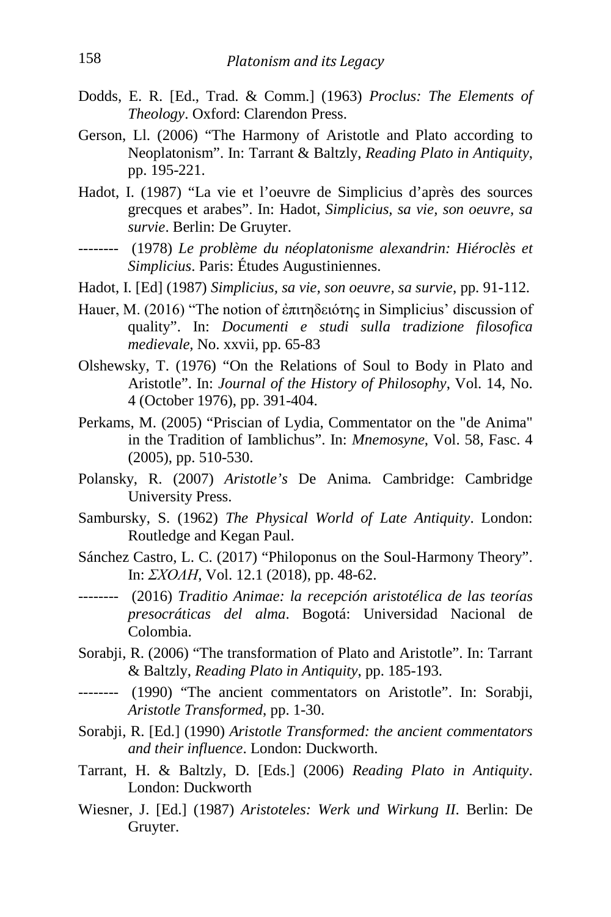Dodds, E. R. [Ed., Trad. & Comm.] (1963) *Proclus: The Elements of Theology*. Oxford: Clarendon Press.

Gerson, Ll. (2006) “The Harmony of Aristotle and Plato according to Neoplatonism”. In: Tarrant & Baltzly, *Reading Plato in Antiquity*, pp. 195-221.

Hadot, I. (1987) “La vie et l’oeuvre de Simplicius d’après des sources grecques et arabes”. In: Hadot, *Simplicius, sa vie, son oeuvre, sa survie*. Berlin: De Gruyter.

-------- (1978) *Le problème du néoplatonisme alexandrin: Hiéroclès et Simplicius*. Paris: Études Augustiniennes.

Hadot, I. [Ed] (1987) *Simplicius, sa vie, son oeuvre, sa survie*, pp. 91-112.

Hauer, M. (2016) “The notion of ἐπιτηδειότης in Simplicius’ discussion of quality”. In: *Documenti e studi sulla tradizione filosofica medievale*, No. xxvii, pp. 65-83

Olshewsky, T. (1976) “On the Relations of Soul to Body in Plato and Aristotle”. In: *Journal of the History of Philosophy*, Vol. 14, No. 4 (October 1976), pp. 391-404.

Perkams, M. (2005) “Priscian of Lydia, Commentator on the "de Anima" in the Tradition of Iamblichus”. In: *Mnemosyne*, Vol. 58, Fasc. 4 (2005), pp. 510-530.

Polansky, R. (2007) *Aristotle’s* De Anima. Cambridge: Cambridge University Press.

Sambursky, S. (1962) *The Physical World of Late Antiquity*. London: Routledge and Kegan Paul.

Sánchez Castro, L. C. (2017) “Philoponus on the Soul-Harmony Theory”. In: *ΣΧΟΛΗ*, Vol. 12.1 (2018), pp. 48-62.

-------- (2016) *Traditio Animae: la recepción aristotélica de las teorías presocráticas del alma*. Bogotá: Universidad Nacional de Colombia.

Sorabji, R. (2006) “The transformation of Plato and Aristotle”. In: Tarrant & Baltzly, *Reading Plato in Antiquity*, pp. 185-193.

-------- (1990) “The ancient commentators on Aristotle”. In: Sorabji, *Aristotle Transformed*, pp. 1-30.

Sorabji, R. [Ed.] (1990) *Aristotle Transformed: the ancient commentators and their influence*. London: Duckworth.

Tarrant, H. & Baltzly, D. [Eds.] (2006) *Reading Plato in Antiquity*. London: Duckworth

Wiesner, J. [Ed.] (1987) *Aristoteles: Werk und Wirkung II*. Berlin: De Gruyter.